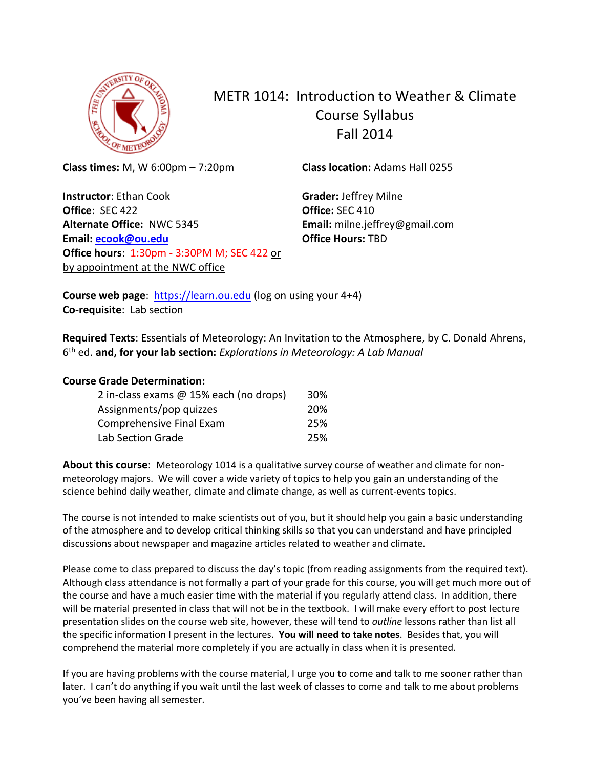# METR 1014: Introduction to Weather & Climate
## Course Syllabus
## Fall 2014

**Class times:** M, W 6:00pm – 7:20pm

**Class location:** Adams Hall 0255

**Instructor**: Ethan Cook
**Office**: SEC 422
**Alternate Office:** NWC 5345
**Email:** ecook@ou.edu
**Office hours**: 1:30pm - 3:30PM M; SEC 422 or by appointment at the NWC office

**Grader:** Jeffrey Milne
**Office:** SEC 410
**Email:** milne.jeffrey@gmail.com
**Office Hours:** TBD

**Course web page**: https://learn.ou.edu (log on using your 4+4)
**Co-requisite**: Lab section

**Required Texts**: Essentials of Meteorology: An Invitation to the Atmosphere, by C. Donald Ahrens, 6th ed. **and, for your lab section:** *Explorations in Meteorology: A Lab Manual*

**Course Grade Determination:**

| | |
|---|---|
| 2 in-class exams @ 15% each (no drops) | 30% |
| Assignments/pop quizzes | 20% |
| Comprehensive Final Exam | 25% |
| Lab Section Grade | 25% |

**About this course**: Meteorology 1014 is a qualitative survey course of weather and climate for non-meteorology majors. We will cover a wide variety of topics to help you gain an understanding of the science behind daily weather, climate and climate change, as well as current-events topics.

The course is not intended to make scientists out of you, but it should help you gain a basic understanding of the atmosphere and to develop critical thinking skills so that you can understand and have principled discussions about newspaper and magazine articles related to weather and climate.

Please come to class prepared to discuss the day's topic (from reading assignments from the required text). Although class attendance is not formally a part of your grade for this course, you will get much more out of the course and have a much easier time with the material if you regularly attend class. In addition, there will be material presented in class that will not be in the textbook. I will make every effort to post lecture presentation slides on the course web site, however, these will tend to *outline* lessons rather than list all the specific information I present in the lectures. **You will need to take notes**. Besides that, you will comprehend the material more completely if you are actually in class when it is presented.

If you are having problems with the course material, I urge you to come and talk to me sooner rather than later. I can't do anything if you wait until the last week of classes to come and talk to me about problems you've been having all semester.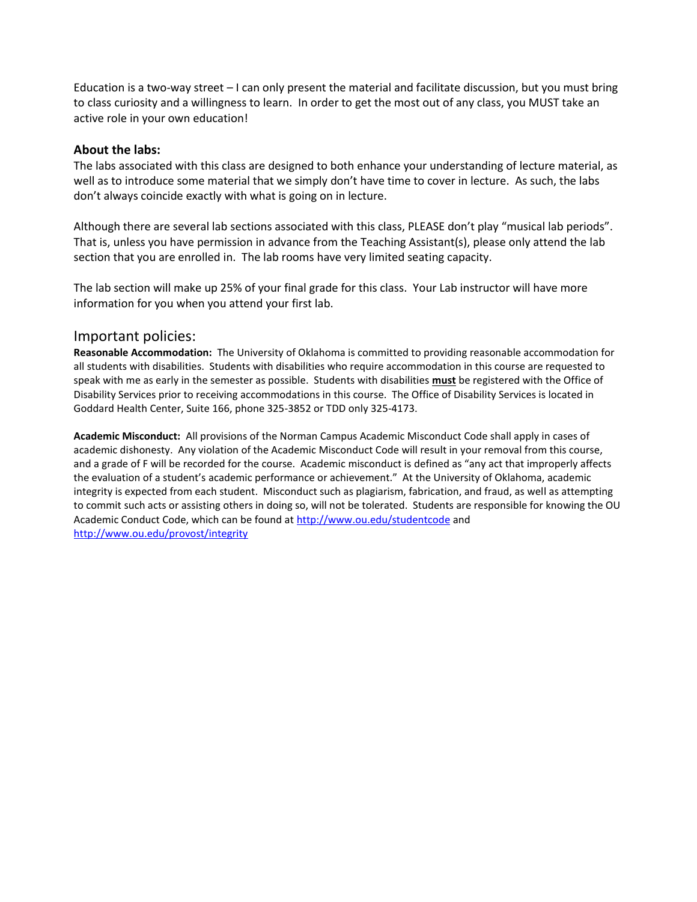Education is a two-way street – I can only present the material and facilitate discussion, but you must bring to class curiosity and a willingness to learn. In order to get the most out of any class, you MUST take an active role in your own education!

### About the labs:

The labs associated with this class are designed to both enhance your understanding of lecture material, as well as to introduce some material that we simply don't have time to cover in lecture. As such, the labs don't always coincide exactly with what is going on in lecture.

Although there are several lab sections associated with this class, PLEASE don't play "musical lab periods". That is, unless you have permission in advance from the Teaching Assistant(s), please only attend the lab section that you are enrolled in. The lab rooms have very limited seating capacity.

The lab section will make up 25% of your final grade for this class. Your Lab instructor will have more information for you when you attend your first lab.

## Important policies:

**Reasonable Accommodation:** The University of Oklahoma is committed to providing reasonable accommodation for all students with disabilities. Students with disabilities who require accommodation in this course are requested to speak with me as early in the semester as possible. Students with disabilities **must** be registered with the Office of Disability Services prior to receiving accommodations in this course. The Office of Disability Services is located in Goddard Health Center, Suite 166, phone 325-3852 or TDD only 325-4173.

**Academic Misconduct:** All provisions of the Norman Campus Academic Misconduct Code shall apply in cases of academic dishonesty. Any violation of the Academic Misconduct Code will result in your removal from this course, and a grade of F will be recorded for the course. Academic misconduct is defined as "any act that improperly affects the evaluation of a student's academic performance or achievement." At the University of Oklahoma, academic integrity is expected from each student. Misconduct such as plagiarism, fabrication, and fraud, as well as attempting to commit such acts or assisting others in doing so, will not be tolerated. Students are responsible for knowing the OU Academic Conduct Code, which can be found at http://www.ou.edu/studentcode and http://www.ou.edu/provost/integrity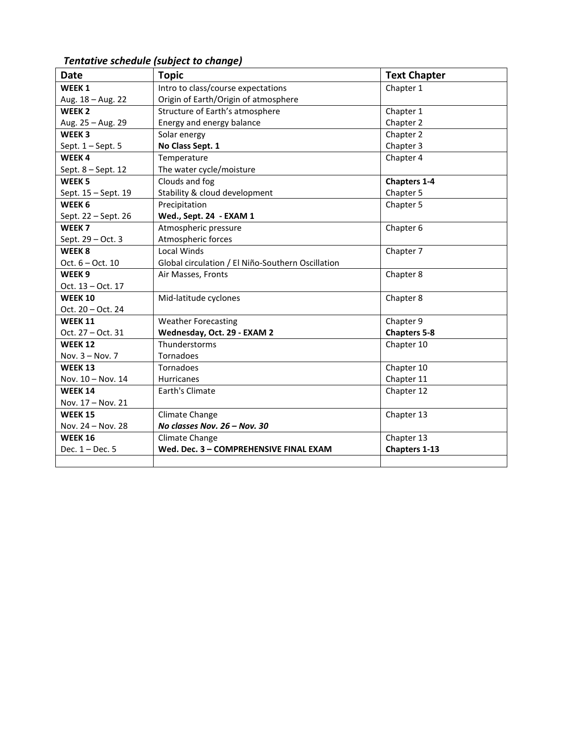***Tentative schedule (subject to change)***

| Date | Topic | Text Chapter |
|---|---|---|
| **WEEK 1**<br>Aug. 18 – Aug. 22 | Intro to class/course expectations<br>Origin of Earth/Origin of atmosphere | Chapter 1 |
| **WEEK 2**<br>Aug. 25 – Aug. 29 | Structure of Earth's atmosphere<br>Energy and energy balance | Chapter 1<br>Chapter 2 |
| **WEEK 3**<br>Sept. 1 – Sept. 5 | Solar energy<br>**No Class Sept. 1** | Chapter 2<br>Chapter 3 |
| **WEEK 4**<br>Sept. 8 – Sept. 12 | Temperature<br>The water cycle/moisture | Chapter 4 |
| **WEEK 5**<br>Sept. 15 – Sept. 19 | Clouds and fog<br>Stability & cloud development | **Chapters 1-4**<br>Chapter 5 |
| **WEEK 6**<br>Sept. 22 – Sept. 26 | Precipitation<br>**Wed., Sept. 24 - EXAM 1** | Chapter 5 |
| **WEEK 7**<br>Sept. 29 – Oct. 3 | Atmospheric pressure<br>Atmospheric forces | Chapter 6 |
| **WEEK 8**<br>Oct. 6 – Oct. 10 | Local Winds<br>Global circulation / El Niño-Southern Oscillation | Chapter 7 |
| **WEEK 9**<br>Oct. 13 – Oct. 17 | Air Masses, Fronts | Chapter 8 |
| **WEEK 10**<br>Oct. 20 – Oct. 24 | Mid-latitude cyclones | Chapter 8 |
| **WEEK 11**<br>Oct. 27 – Oct. 31 | Weather Forecasting<br>**Wednesday, Oct. 29 - EXAM 2** | Chapter 9<br>**Chapters 5-8** |
| **WEEK 12**<br>Nov. 3 – Nov. 7 | Thunderstorms<br>Tornadoes | Chapter 10 |
| **WEEK 13**<br>Nov. 10 – Nov. 14 | Tornadoes<br>Hurricanes | Chapter 10<br>Chapter 11 |
| **WEEK 14**<br>Nov. 17 – Nov. 21 | Earth's Climate | Chapter 12 |
| **WEEK 15**<br>Nov. 24 – Nov. 28 | Climate Change<br>***No classes Nov. 26 – Nov. 30*** | Chapter 13 |
| **WEEK 16**<br>Dec. 1 – Dec. 5 | Climate Change<br>**Wed. Dec. 3 – COMPREHENSIVE FINAL EXAM** | Chapter 13<br>**Chapters 1-13** |
| | | |